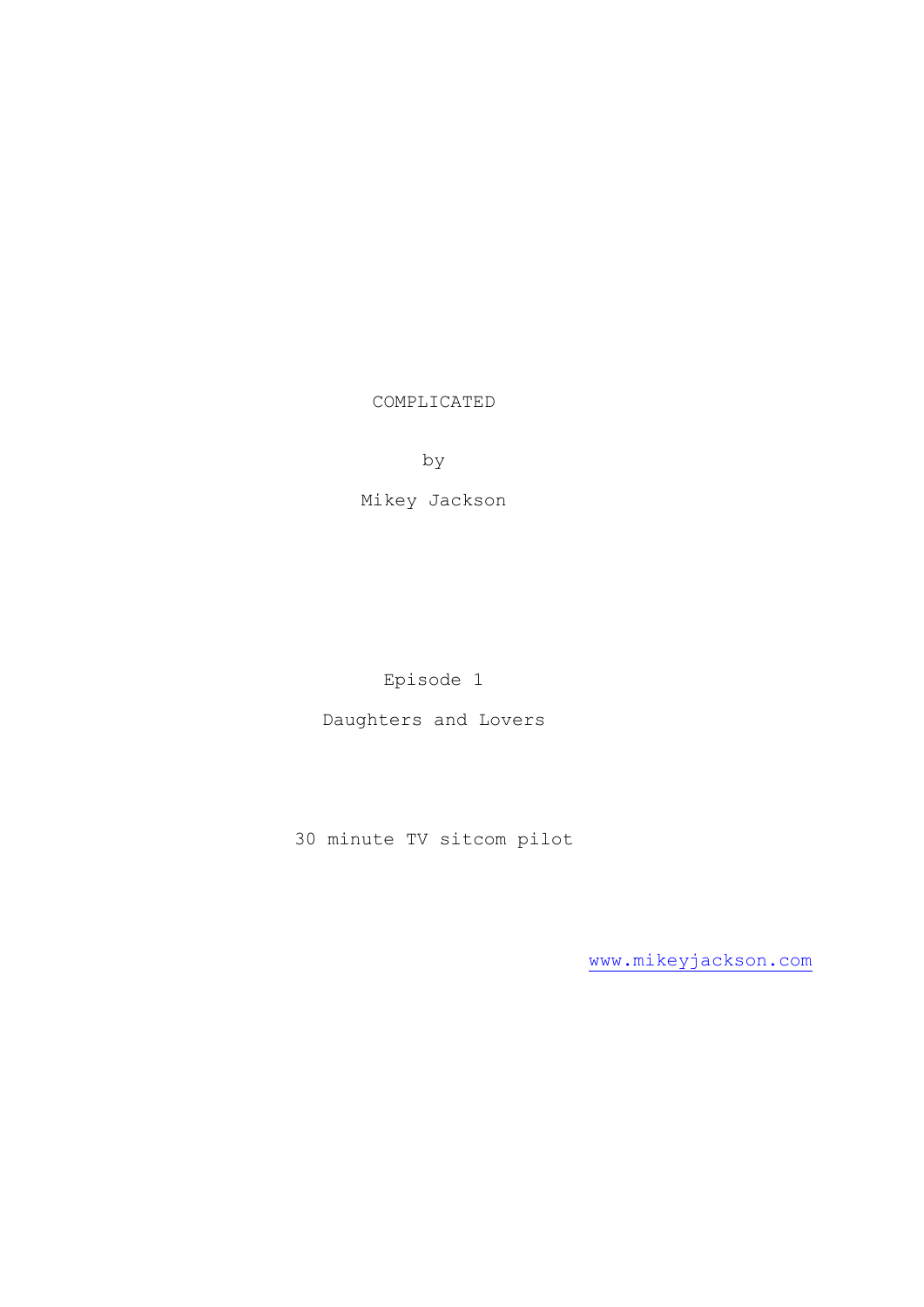# COMPLICATED

by

Mikey Jackson

Episode 1

Daughters and Lovers

30 minute TV sitcom pilot

www.mikeyjackson.com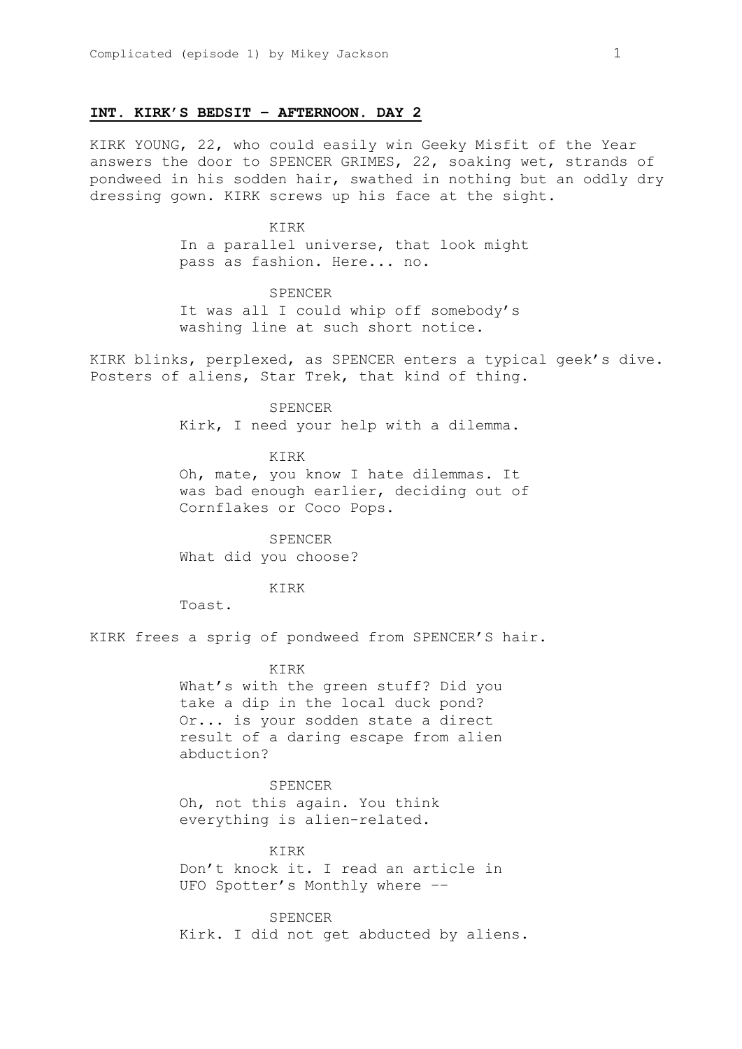**INT. KIRK'S BEDSIT – AFTERNOON. DAY 2**

KIRK YOUNG, 22, who could easily win Geeky Misfit of the Year answers the door to SPENCER GRIMES, 22, soaking wet, strands of pondweed in his sodden hair, swathed in nothing but an oddly dry dressing gown. KIRK screws up his face at the sight.

KIRK
In a parallel universe, that look might pass as fashion. Here... no.

SPENCER
It was all I could whip off somebody's washing line at such short notice.

KIRK blinks, perplexed, as SPENCER enters a typical geek's dive. Posters of aliens, Star Trek, that kind of thing.

SPENCER
Kirk, I need your help with a dilemma.

KIRK
Oh, mate, you know I hate dilemmas. It was bad enough earlier, deciding out of Cornflakes or Coco Pops.

SPENCER
What did you choose?

KIRK
Toast.

KIRK frees a sprig of pondweed from SPENCER'S hair.

KIRK
What's with the green stuff? Did you take a dip in the local duck pond? Or... is your sodden state a direct result of a daring escape from alien abduction?

SPENCER
Oh, not this again. You think everything is alien-related.

KIRK
Don't knock it. I read an article in UFO Spotter's Monthly where --

SPENCER
Kirk. I did not get abducted by aliens.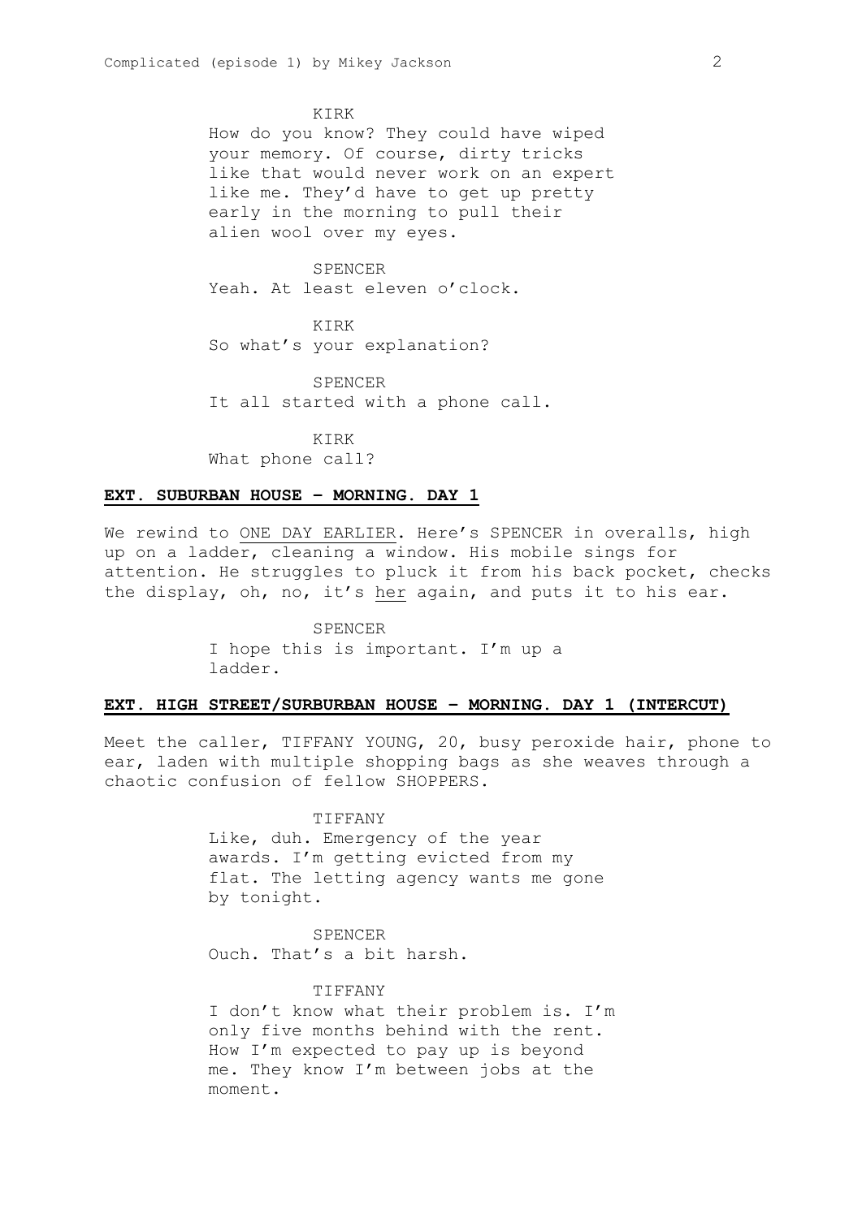KIRK

How do you know? They could have wiped your memory. Of course, dirty tricks like that would never work on an expert like me. They'd have to get up pretty early in the morning to pull their alien wool over my eyes.

SPENCER

Yeah. At least eleven o'clock.

KIRK

So what's your explanation?

SPENCER

It all started with a phone call.

KIRK

What phone call?

**EXT. SUBURBAN HOUSE – MORNING. DAY 1**

We rewind to ONE DAY EARLIER. Here's SPENCER in overalls, high up on a ladder, cleaning a window. His mobile sings for attention. He struggles to pluck it from his back pocket, checks the display, oh, no, it's her again, and puts it to his ear.

SPENCER

I hope this is important. I'm up a ladder.

**EXT. HIGH STREET/SURBURBAN HOUSE – MORNING. DAY 1 (INTERCUT)**

Meet the caller, TIFFANY YOUNG, 20, busy peroxide hair, phone to ear, laden with multiple shopping bags as she weaves through a chaotic confusion of fellow SHOPPERS.

TIFFANY

Like, duh. Emergency of the year awards. I'm getting evicted from my flat. The letting agency wants me gone by tonight.

SPENCER

Ouch. That's a bit harsh.

TIFFANY

I don't know what their problem is. I'm only five months behind with the rent. How I'm expected to pay up is beyond me. They know I'm between jobs at the moment.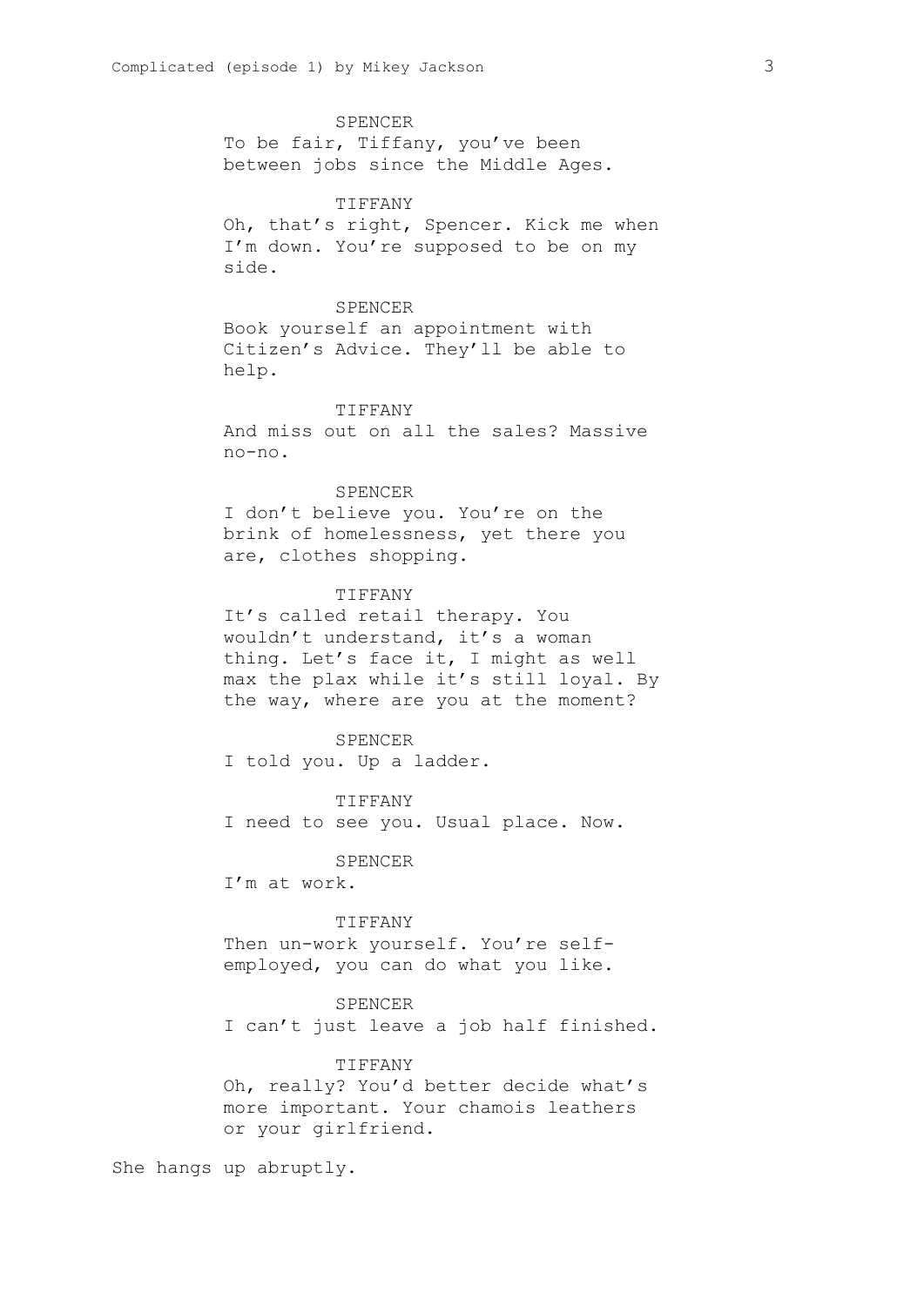SPENCER

To be fair, Tiffany, you've been between jobs since the Middle Ages.

TIFFANY

Oh, that's right, Spencer. Kick me when I'm down. You're supposed to be on my side.

SPENCER

Book yourself an appointment with Citizen's Advice. They'll be able to help.

TIFFANY

And miss out on all the sales? Massive no-no.

SPENCER

I don't believe you. You're on the brink of homelessness, yet there you are, clothes shopping.

TIFFANY

It's called retail therapy. You wouldn't understand, it's a woman thing. Let's face it, I might as well max the plax while it's still loyal. By the way, where are you at the moment?

SPENCER

I told you. Up a ladder.

TIFFANY

I need to see you. Usual place. Now.

SPENCER

I'm at work.

TIFFANY

Then un-work yourself. You're self-employed, you can do what you like.

SPENCER

I can't just leave a job half finished.

TIFFANY

Oh, really? You'd better decide what's more important. Your chamois leathers or your girlfriend.

She hangs up abruptly.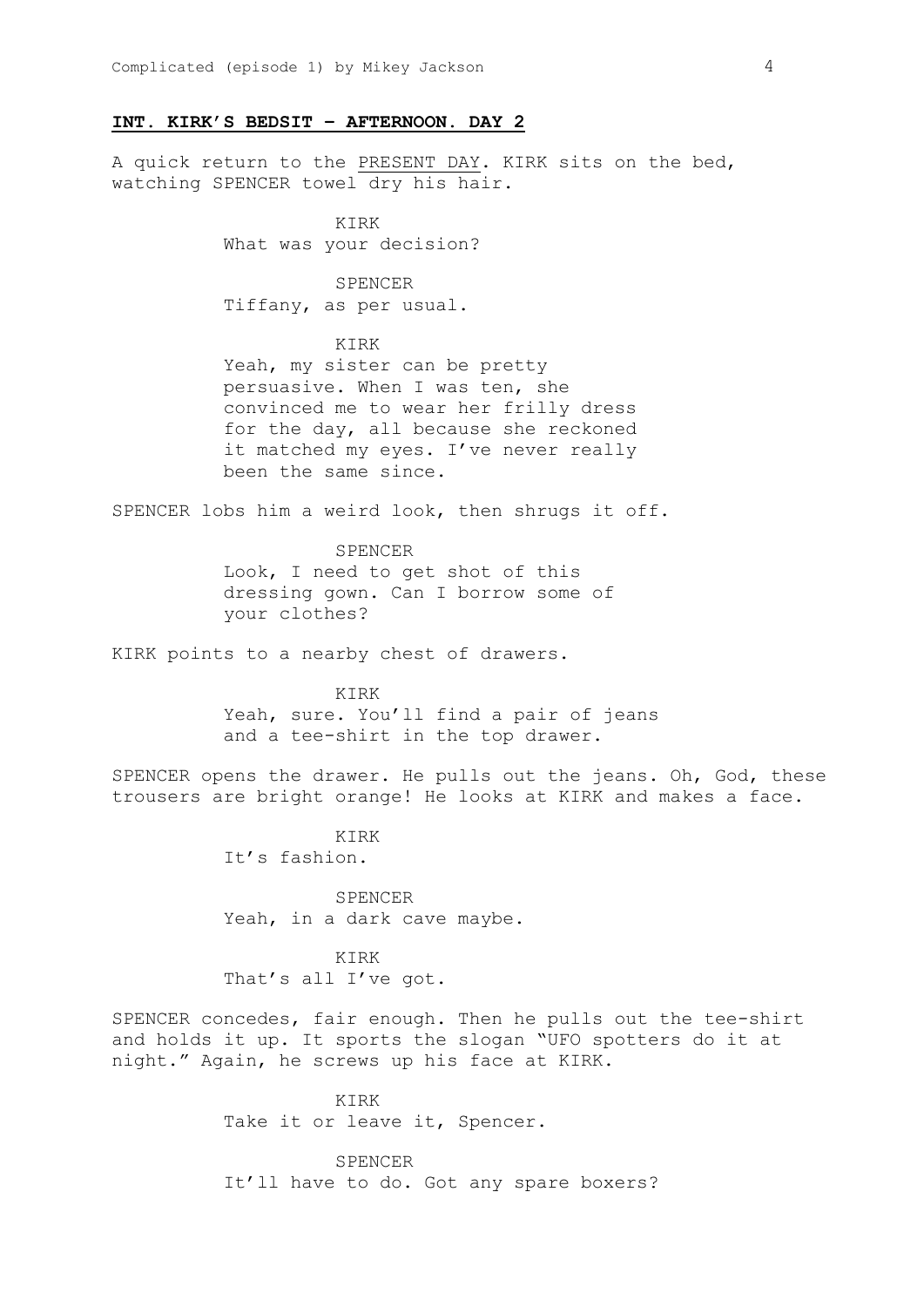**INT. KIRK'S BEDSIT – AFTERNOON. DAY 2**

A quick return to the PRESENT DAY. KIRK sits on the bed, watching SPENCER towel dry his hair.

KIRK
What was your decision?

SPENCER
Tiffany, as per usual.

KIRK
Yeah, my sister can be pretty persuasive. When I was ten, she convinced me to wear her frilly dress for the day, all because she reckoned it matched my eyes. I've never really been the same since.

SPENCER lobs him a weird look, then shrugs it off.

SPENCER
Look, I need to get shot of this dressing gown. Can I borrow some of your clothes?

KIRK points to a nearby chest of drawers.

KIRK
Yeah, sure. You'll find a pair of jeans and a tee-shirt in the top drawer.

SPENCER opens the drawer. He pulls out the jeans. Oh, God, these trousers are bright orange! He looks at KIRK and makes a face.

KIRK
It's fashion.

SPENCER
Yeah, in a dark cave maybe.

KIRK
That's all I've got.

SPENCER concedes, fair enough. Then he pulls out the tee-shirt and holds it up. It sports the slogan "UFO spotters do it at night." Again, he screws up his face at KIRK.

KIRK
Take it or leave it, Spencer.

SPENCER
It'll have to do. Got any spare boxers?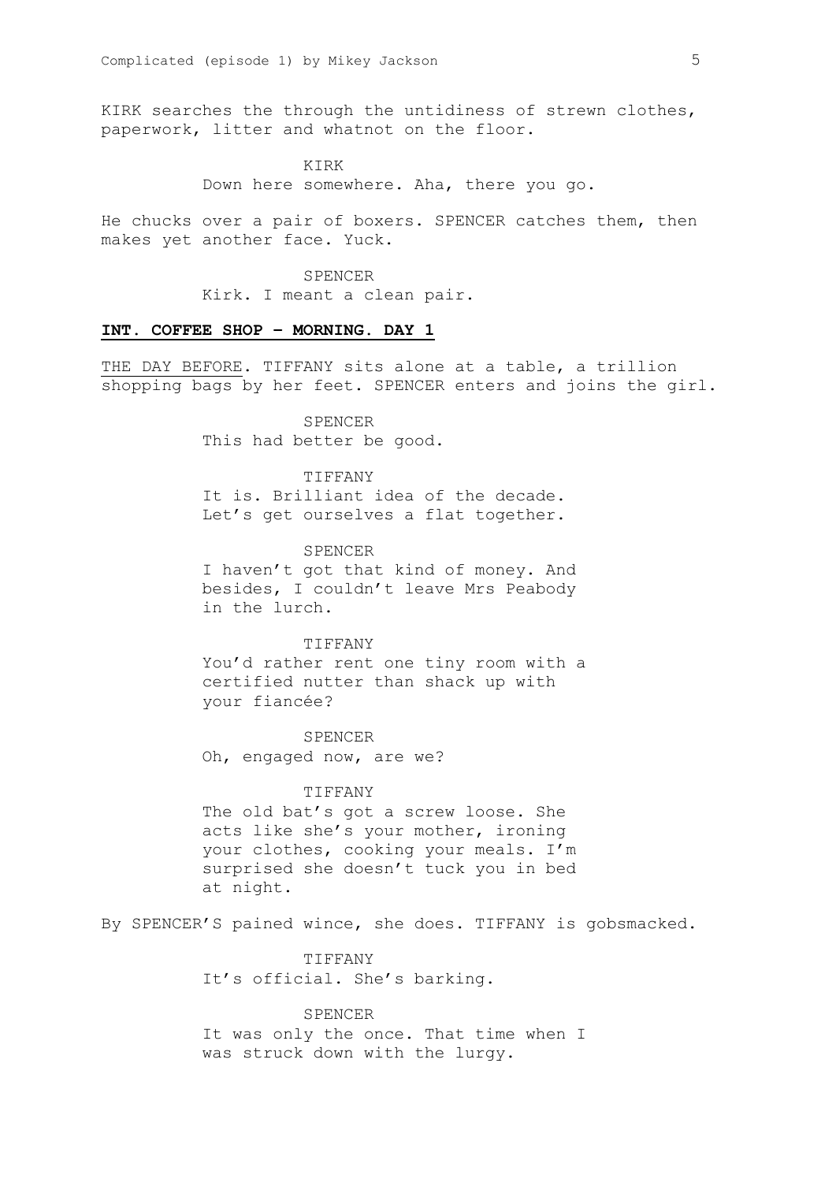KIRK searches the through the untidiness of strewn clothes, paperwork, litter and whatnot on the floor.

KIRK
Down here somewhere. Aha, there you go.

He chucks over a pair of boxers. SPENCER catches them, then makes yet another face. Yuck.

SPENCER
Kirk. I meant a clean pair.

**INT. COFFEE SHOP – MORNING. DAY 1**

THE DAY BEFORE. TIFFANY sits alone at a table, a trillion shopping bags by her feet. SPENCER enters and joins the girl.

SPENCER
This had better be good.

TIFFANY
It is. Brilliant idea of the decade. Let's get ourselves a flat together.

SPENCER
I haven't got that kind of money. And besides, I couldn't leave Mrs Peabody in the lurch.

TIFFANY
You'd rather rent one tiny room with a certified nutter than shack up with your fiancée?

SPENCER
Oh, engaged now, are we?

TIFFANY
The old bat's got a screw loose. She acts like she's your mother, ironing your clothes, cooking your meals. I'm surprised she doesn't tuck you in bed at night.

By SPENCER'S pained wince, she does. TIFFANY is gobsmacked.

TIFFANY
It's official. She's barking.

SPENCER
It was only the once. That time when I was struck down with the lurgy.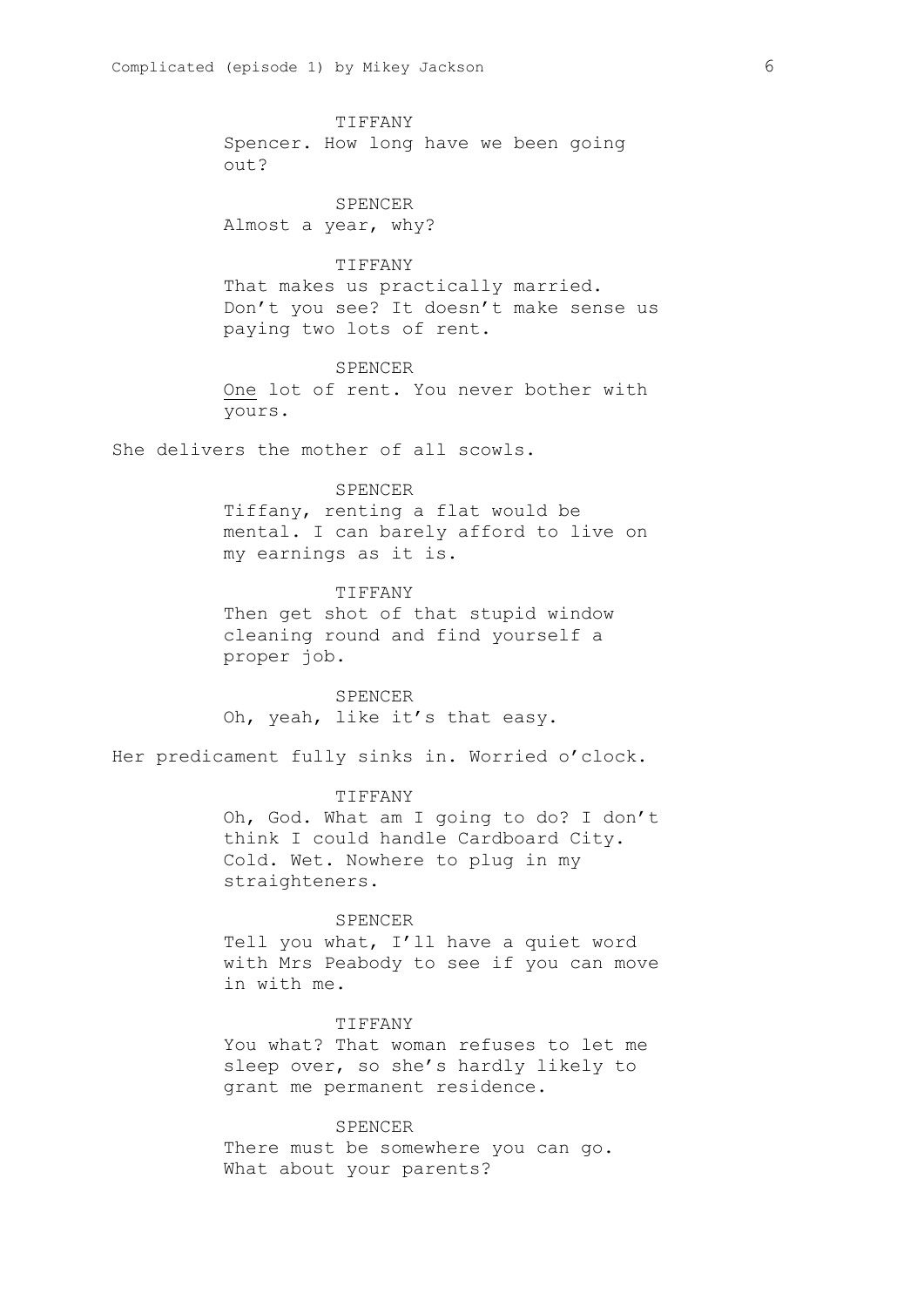TIFFANY
Spencer. How long have we been going out?

SPENCER
Almost a year, why?

TIFFANY
That makes us practically married. Don't you see? It doesn't make sense us paying two lots of rent.

SPENCER
<u>One</u> lot of rent. You never bother with yours.

She delivers the mother of all scowls.

SPENCER
Tiffany, renting a flat would be mental. I can barely afford to live on my earnings as it is.

TIFFANY
Then get shot of that stupid window cleaning round and find yourself a proper job.

SPENCER
Oh, yeah, like it's that easy.

Her predicament fully sinks in. Worried o'clock.

TIFFANY
Oh, God. What am I going to do? I don't think I could handle Cardboard City. Cold. Wet. Nowhere to plug in my straighteners.

SPENCER
Tell you what, I'll have a quiet word with Mrs Peabody to see if you can move in with me.

TIFFANY
You what? That woman refuses to let me sleep over, so she's hardly likely to grant me permanent residence.

SPENCER
There must be somewhere you can go. What about your parents?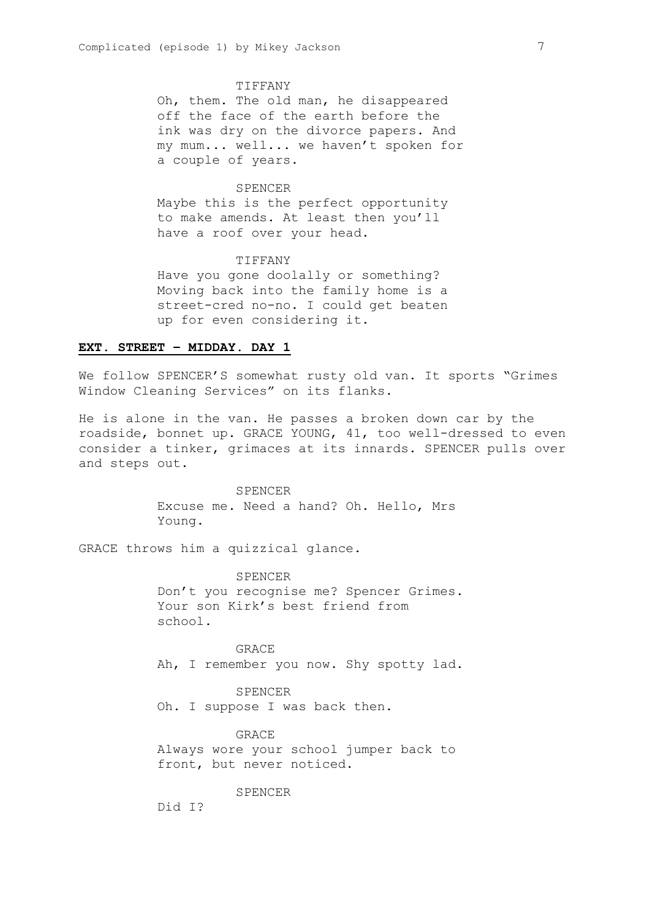TIFFANY

Oh, them. The old man, he disappeared off the face of the earth before the ink was dry on the divorce papers. And my mum... well... we haven't spoken for a couple of years.

SPENCER

Maybe this is the perfect opportunity to make amends. At least then you'll have a roof over your head.

TIFFANY

Have you gone doolally or something? Moving back into the family home is a street-cred no-no. I could get beaten up for even considering it.

**EXT. STREET – MIDDAY. DAY 1**

We follow SPENCER'S somewhat rusty old van. It sports "Grimes Window Cleaning Services" on its flanks.

He is alone in the van. He passes a broken down car by the roadside, bonnet up. GRACE YOUNG, 41, too well-dressed to even consider a tinker, grimaces at its innards. SPENCER pulls over and steps out.

SPENCER

Excuse me. Need a hand? Oh. Hello, Mrs Young.

GRACE throws him a quizzical glance.

SPENCER

Don't you recognise me? Spencer Grimes. Your son Kirk's best friend from school.

GRACE

Ah, I remember you now. Shy spotty lad.

SPENCER

Oh. I suppose I was back then.

GRACE

Always wore your school jumper back to front, but never noticed.

SPENCER

Did I?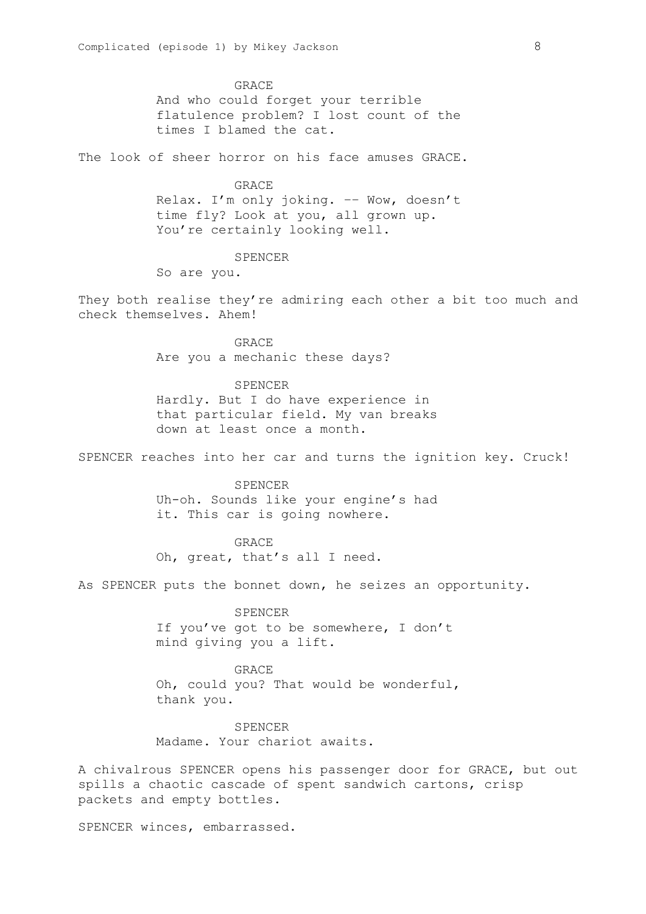GRACE

And who could forget your terrible flatulence problem? I lost count of the times I blamed the cat.

The look of sheer horror on his face amuses GRACE.

GRACE

Relax. I'm only joking. -- Wow, doesn't time fly? Look at you, all grown up. You're certainly looking well.

SPENCER

So are you.

They both realise they're admiring each other a bit too much and check themselves. Ahem!

GRACE

Are you a mechanic these days?

SPENCER

Hardly. But I do have experience in that particular field. My van breaks down at least once a month.

SPENCER reaches into her car and turns the ignition key. Cruck!

SPENCER

Uh-oh. Sounds like your engine's had it. This car is going nowhere.

GRACE

Oh, great, that's all I need.

As SPENCER puts the bonnet down, he seizes an opportunity.

SPENCER

If you've got to be somewhere, I don't mind giving you a lift.

GRACE

Oh, could you? That would be wonderful, thank you.

SPENCER

Madame. Your chariot awaits.

A chivalrous SPENCER opens his passenger door for GRACE, but out spills a chaotic cascade of spent sandwich cartons, crisp packets and empty bottles.

SPENCER winces, embarrassed.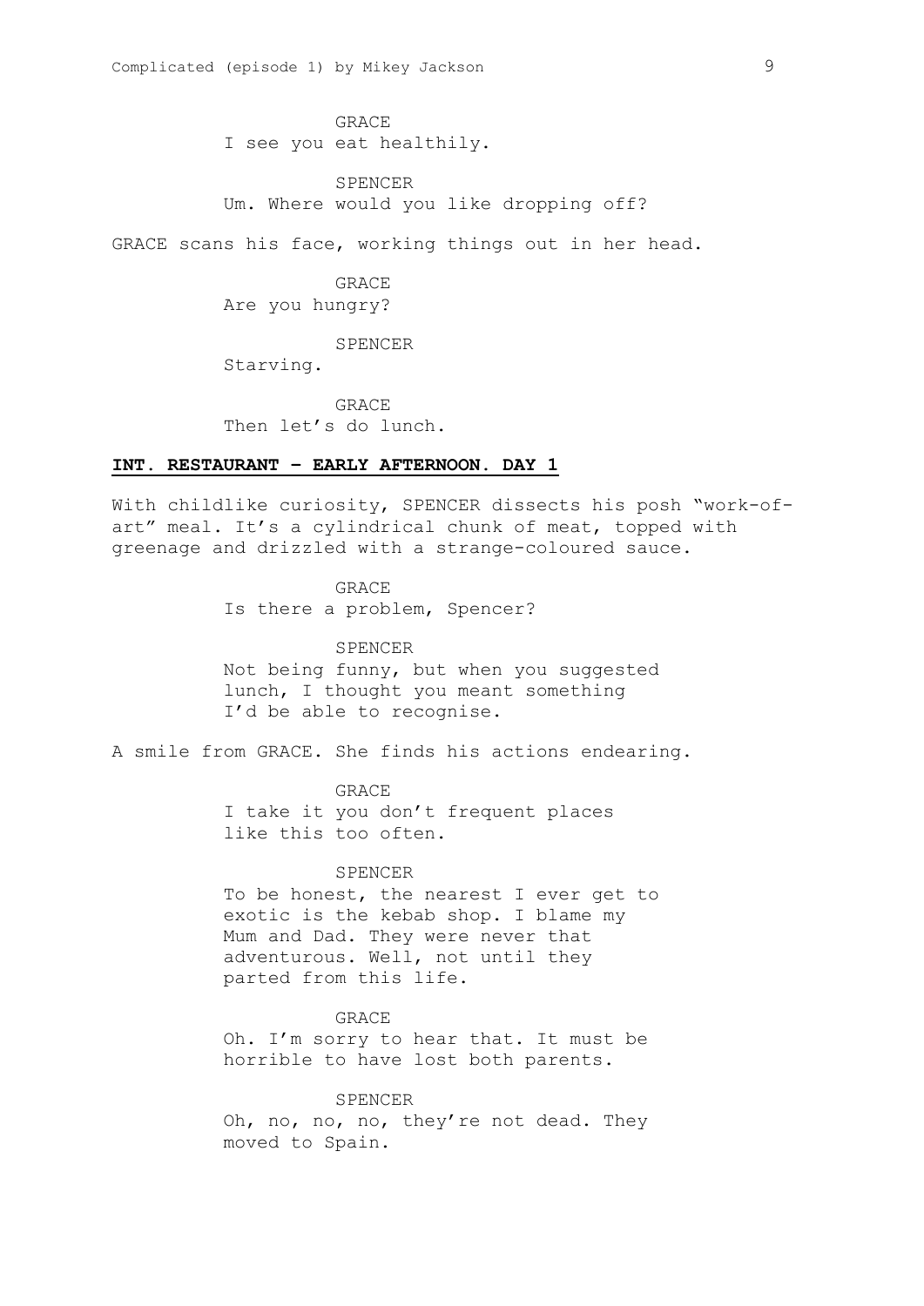GRACE
I see you eat healthily.

SPENCER
Um. Where would you like dropping off?

GRACE scans his face, working things out in her head.

GRACE
Are you hungry?

SPENCER
Starving.

GRACE
Then let's do lunch.

**INT. RESTAURANT – EARLY AFTERNOON. DAY 1**

With childlike curiosity, SPENCER dissects his posh "work-of-art" meal. It's a cylindrical chunk of meat, topped with greenage and drizzled with a strange-coloured sauce.

GRACE
Is there a problem, Spencer?

SPENCER
Not being funny, but when you suggested lunch, I thought you meant something I'd be able to recognise.

A smile from GRACE. She finds his actions endearing.

GRACE
I take it you don't frequent places like this too often.

SPENCER
To be honest, the nearest I ever get to exotic is the kebab shop. I blame my Mum and Dad. They were never that adventurous. Well, not until they parted from this life.

GRACE
Oh. I'm sorry to hear that. It must be horrible to have lost both parents.

SPENCER
Oh, no, no, no, they're not dead. They moved to Spain.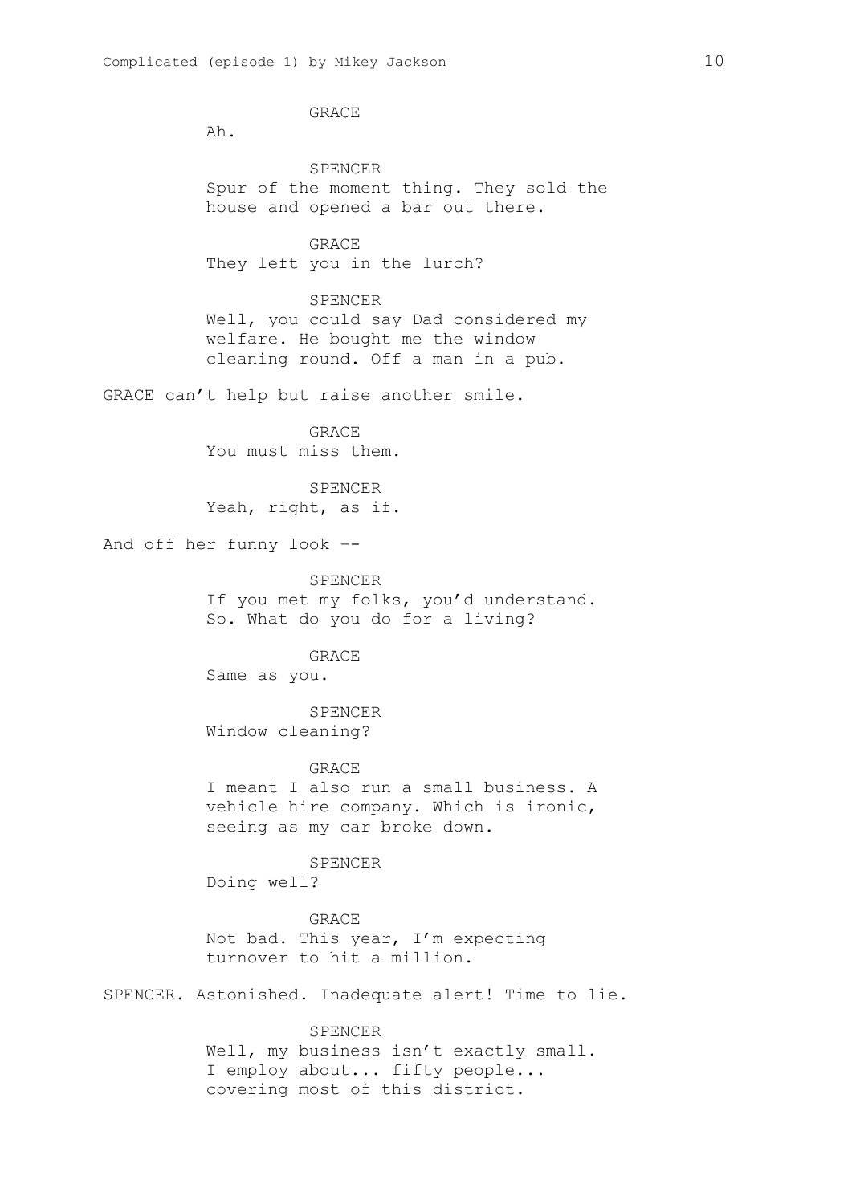GRACE

Ah.

SPENCER

Spur of the moment thing. They sold the house and opened a bar out there.

GRACE

They left you in the lurch?

SPENCER

Well, you could say Dad considered my welfare. He bought me the window cleaning round. Off a man in a pub.

GRACE can't help but raise another smile.

GRACE

You must miss them.

SPENCER

Yeah, right, as if.

And off her funny look --

SPENCER

If you met my folks, you'd understand. So. What do you do for a living?

GRACE

Same as you.

SPENCER

Window cleaning?

GRACE

I meant I also run a small business. A vehicle hire company. Which is ironic, seeing as my car broke down.

SPENCER

Doing well?

GRACE

Not bad. This year, I'm expecting turnover to hit a million.

SPENCER. Astonished. Inadequate alert! Time to lie.

SPENCER

Well, my business isn't exactly small. I employ about... fifty people... covering most of this district.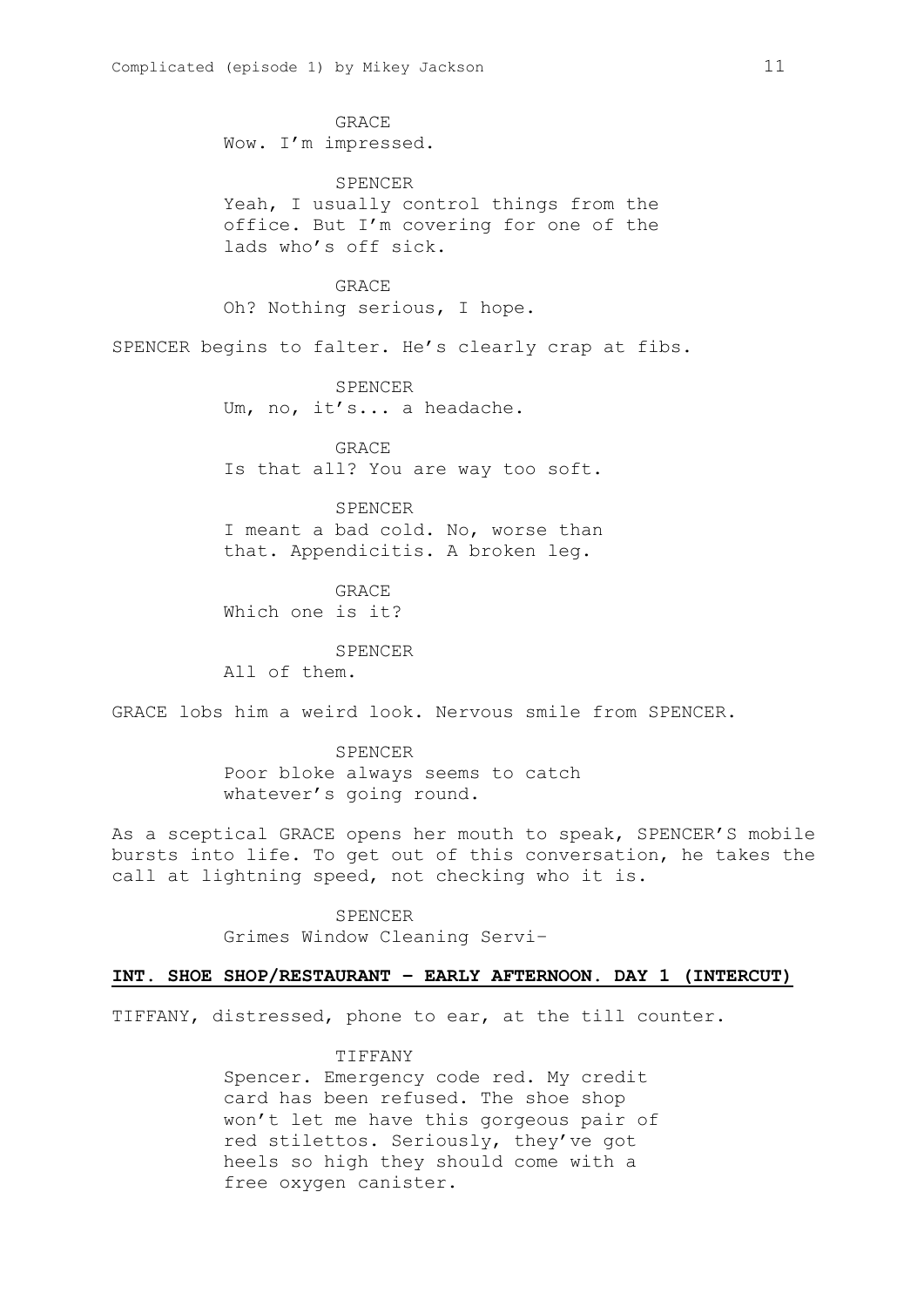GRACE
Wow. I'm impressed.

SPENCER
Yeah, I usually control things from the office. But I'm covering for one of the lads who's off sick.

GRACE
Oh? Nothing serious, I hope.

SPENCER begins to falter. He's clearly crap at fibs.

SPENCER
Um, no, it's... a headache.

GRACE
Is that all? You are way too soft.

SPENCER
I meant a bad cold. No, worse than that. Appendicitis. A broken leg.

GRACE
Which one is it?

SPENCER
All of them.

GRACE lobs him a weird look. Nervous smile from SPENCER.

SPENCER
Poor bloke always seems to catch whatever's going round.

As a sceptical GRACE opens her mouth to speak, SPENCER'S mobile bursts into life. To get out of this conversation, he takes the call at lightning speed, not checking who it is.

SPENCER
Grimes Window Cleaning Servi-

**INT. SHOE SHOP/RESTAURANT – EARLY AFTERNOON. DAY 1 (INTERCUT)**

TIFFANY, distressed, phone to ear, at the till counter.

TIFFANY
Spencer. Emergency code red. My credit card has been refused. The shoe shop won't let me have this gorgeous pair of red stilettos. Seriously, they've got heels so high they should come with a free oxygen canister.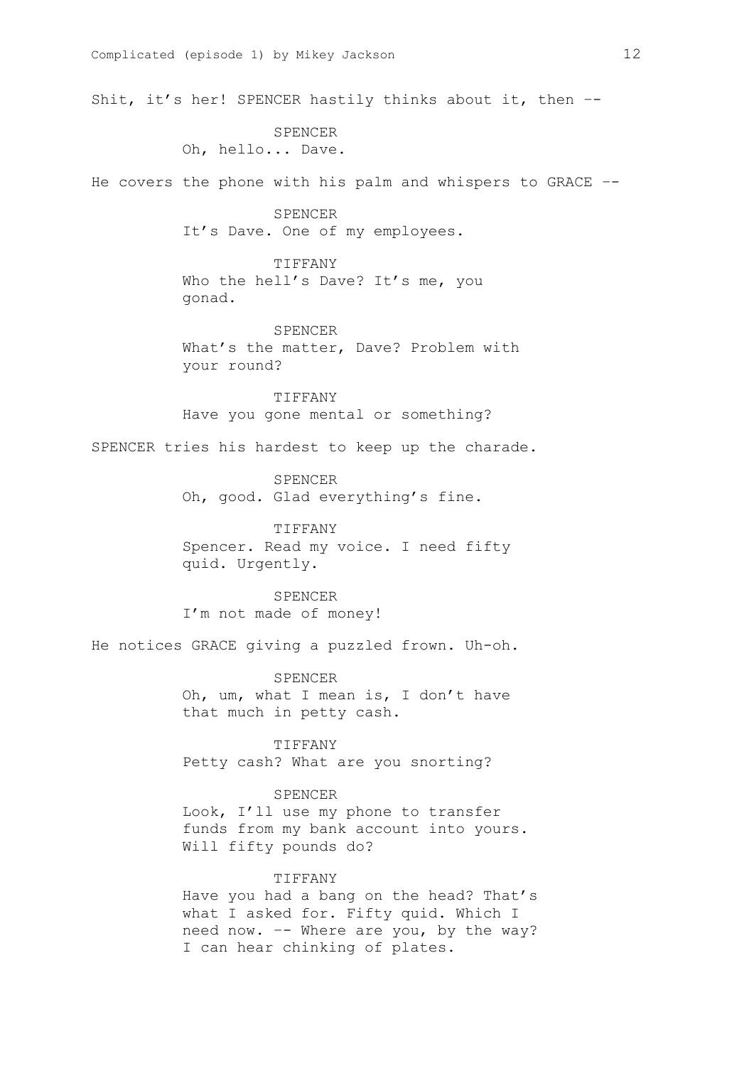Shit, it's her! SPENCER hastily thinks about it, then --

SPENCER
Oh, hello... Dave.

He covers the phone with his palm and whispers to GRACE --

SPENCER
It's Dave. One of my employees.

TIFFANY
Who the hell's Dave? It's me, you gonad.

SPENCER
What's the matter, Dave? Problem with your round?

TIFFANY
Have you gone mental or something?

SPENCER tries his hardest to keep up the charade.

SPENCER
Oh, good. Glad everything's fine.

TIFFANY
Spencer. Read my voice. I need fifty quid. Urgently.

SPENCER
I'm not made of money!

He notices GRACE giving a puzzled frown. Uh-oh.

SPENCER
Oh, um, what I mean is, I don't have that much in petty cash.

TIFFANY
Petty cash? What are you snorting?

SPENCER
Look, I'll use my phone to transfer funds from my bank account into yours. Will fifty pounds do?

TIFFANY
Have you had a bang on the head? That's what I asked for. Fifty quid. Which I need now. -- Where are you, by the way? I can hear chinking of plates.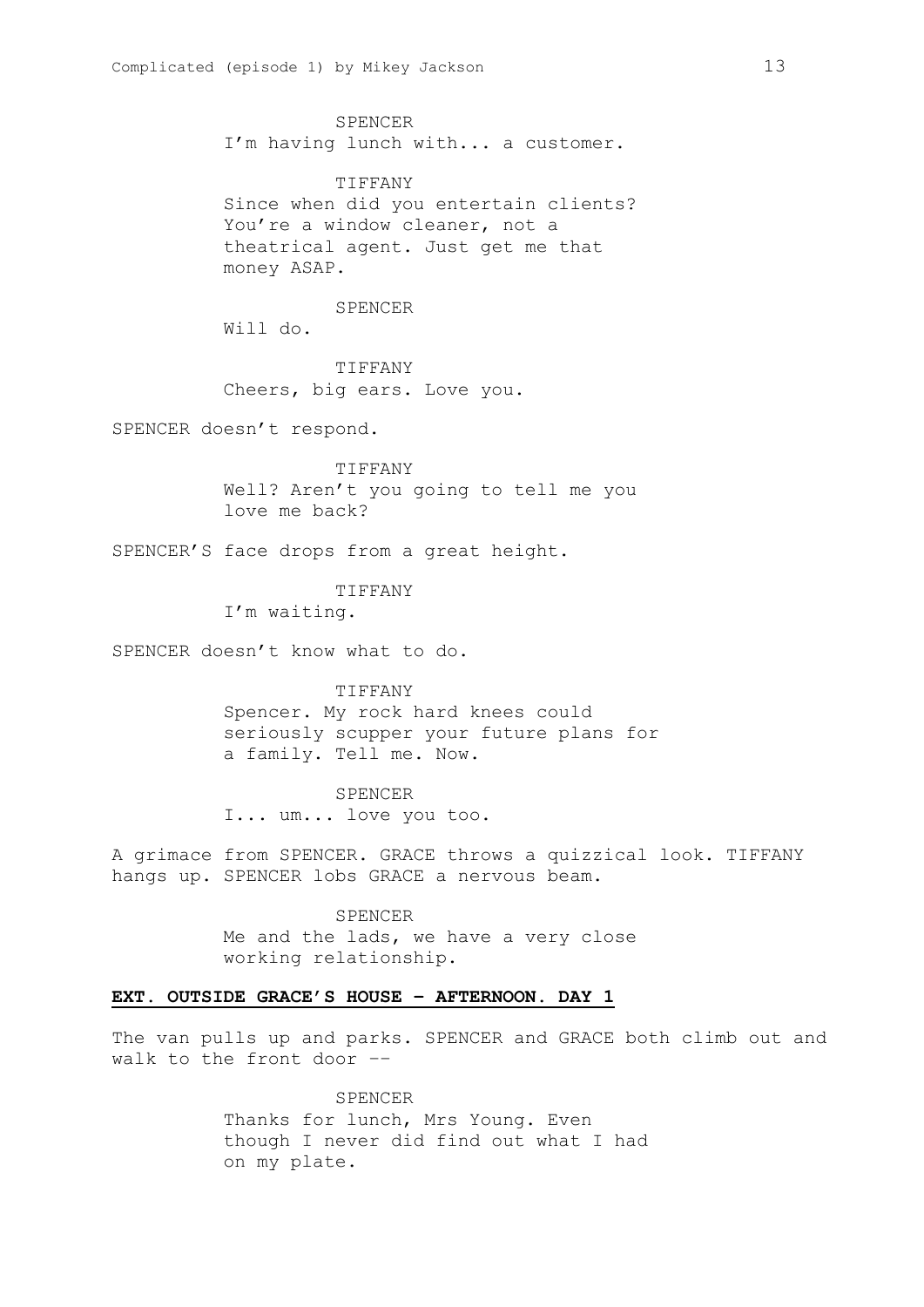SPENCER
I'm having lunch with... a customer.

TIFFANY
Since when did you entertain clients? You're a window cleaner, not a theatrical agent. Just get me that money ASAP.

SPENCER
Will do.

TIFFANY
Cheers, big ears. Love you.

SPENCER doesn't respond.

TIFFANY
Well? Aren't you going to tell me you love me back?

SPENCER'S face drops from a great height.

TIFFANY
I'm waiting.

SPENCER doesn't know what to do.

TIFFANY
Spencer. My rock hard knees could seriously scupper your future plans for a family. Tell me. Now.

SPENCER
I... um... love you too.

A grimace from SPENCER. GRACE throws a quizzical look. TIFFANY hangs up. SPENCER lobs GRACE a nervous beam.

SPENCER
Me and the lads, we have a very close working relationship.

**EXT. OUTSIDE GRACE'S HOUSE – AFTERNOON. DAY 1**

The van pulls up and parks. SPENCER and GRACE both climb out and walk to the front door --

SPENCER
Thanks for lunch, Mrs Young. Even though I never did find out what I had on my plate.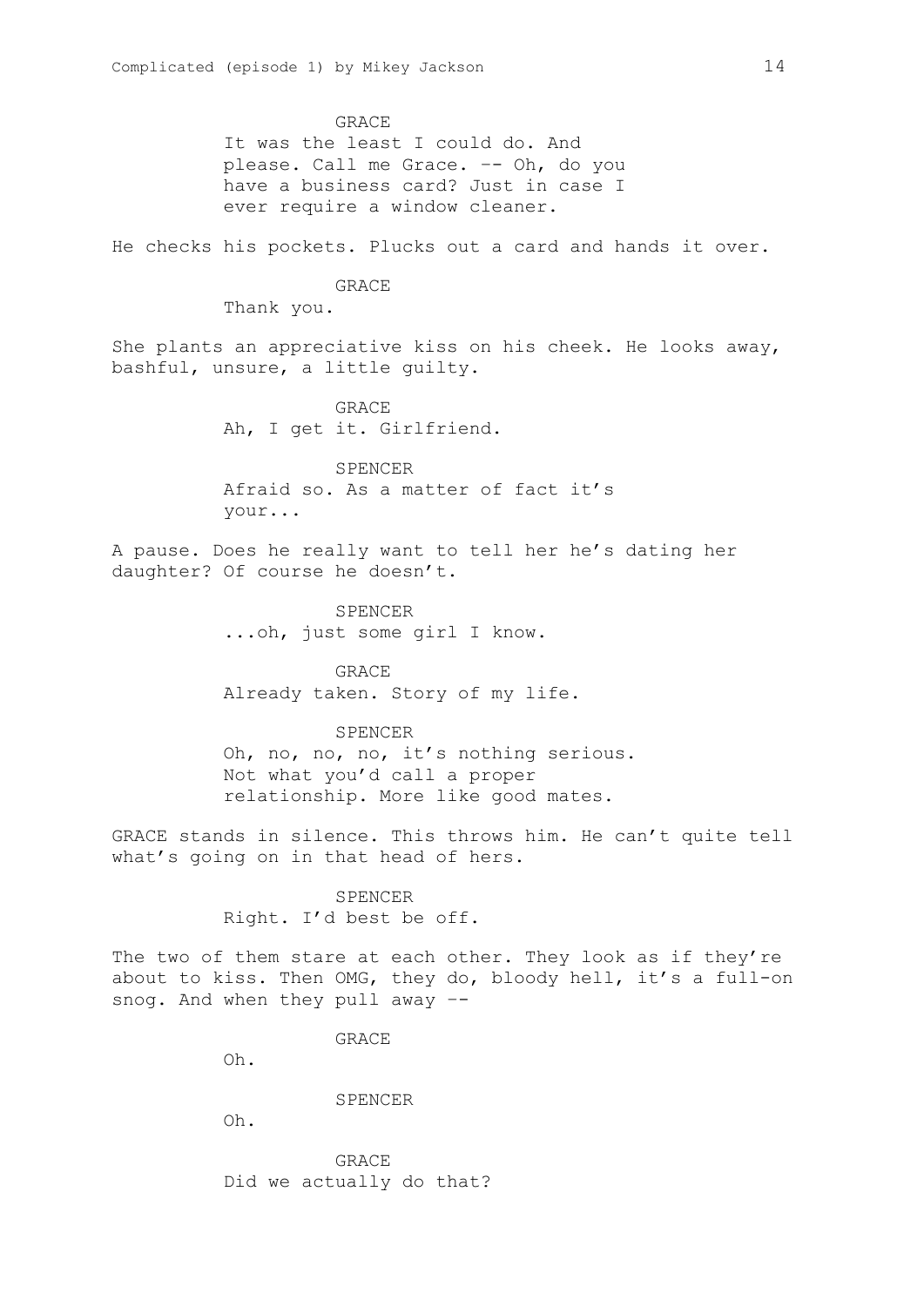GRACE
It was the least I could do. And please. Call me Grace. –- Oh, do you have a business card? Just in case I ever require a window cleaner.

He checks his pockets. Plucks out a card and hands it over.

GRACE
Thank you.

She plants an appreciative kiss on his cheek. He looks away, bashful, unsure, a little guilty.

GRACE
Ah, I get it. Girlfriend.

SPENCER
Afraid so. As a matter of fact it's your...

A pause. Does he really want to tell her he's dating her daughter? Of course he doesn't.

SPENCER
...oh, just some girl I know.

GRACE
Already taken. Story of my life.

SPENCER
Oh, no, no, no, it's nothing serious. Not what you'd call a proper relationship. More like good mates.

GRACE stands in silence. This throws him. He can't quite tell what's going on in that head of hers.

SPENCER
Right. I'd best be off.

The two of them stare at each other. They look as if they're about to kiss. Then OMG, they do, bloody hell, it's a full-on snog. And when they pull away –-

GRACE
Oh.

SPENCER
Oh.

GRACE
Did we actually do that?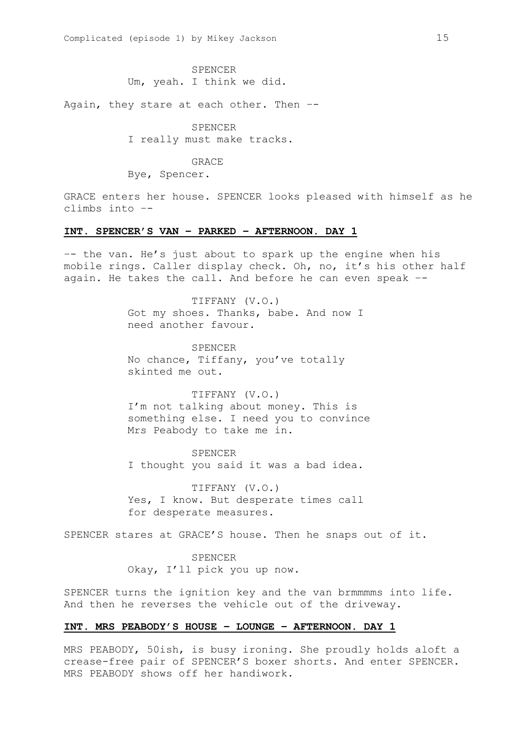SPENCER
Um, yeah. I think we did.

Again, they stare at each other. Then --

SPENCER
I really must make tracks.

GRACE
Bye, Spencer.

GRACE enters her house. SPENCER looks pleased with himself as he climbs into --

**INT. SPENCER'S VAN – PARKED – AFTERNOON. DAY 1**

-- the van. He's just about to spark up the engine when his mobile rings. Caller display check. Oh, no, it's his other half again. He takes the call. And before he can even speak --

TIFFANY (V.O.)
Got my shoes. Thanks, babe. And now I need another favour.

SPENCER
No chance, Tiffany, you've totally skinted me out.

TIFFANY (V.O.)
I'm not talking about money. This is something else. I need you to convince Mrs Peabody to take me in.

SPENCER
I thought you said it was a bad idea.

TIFFANY (V.O.)
Yes, I know. But desperate times call for desperate measures.

SPENCER stares at GRACE'S house. Then he snaps out of it.

SPENCER
Okay, I'll pick you up now.

SPENCER turns the ignition key and the van brmmmms into life. And then he reverses the vehicle out of the driveway.

**INT. MRS PEABODY'S HOUSE – LOUNGE – AFTERNOON. DAY 1**

MRS PEABODY, 50ish, is busy ironing. She proudly holds aloft a crease-free pair of SPENCER'S boxer shorts. And enter SPENCER. MRS PEABODY shows off her handiwork.